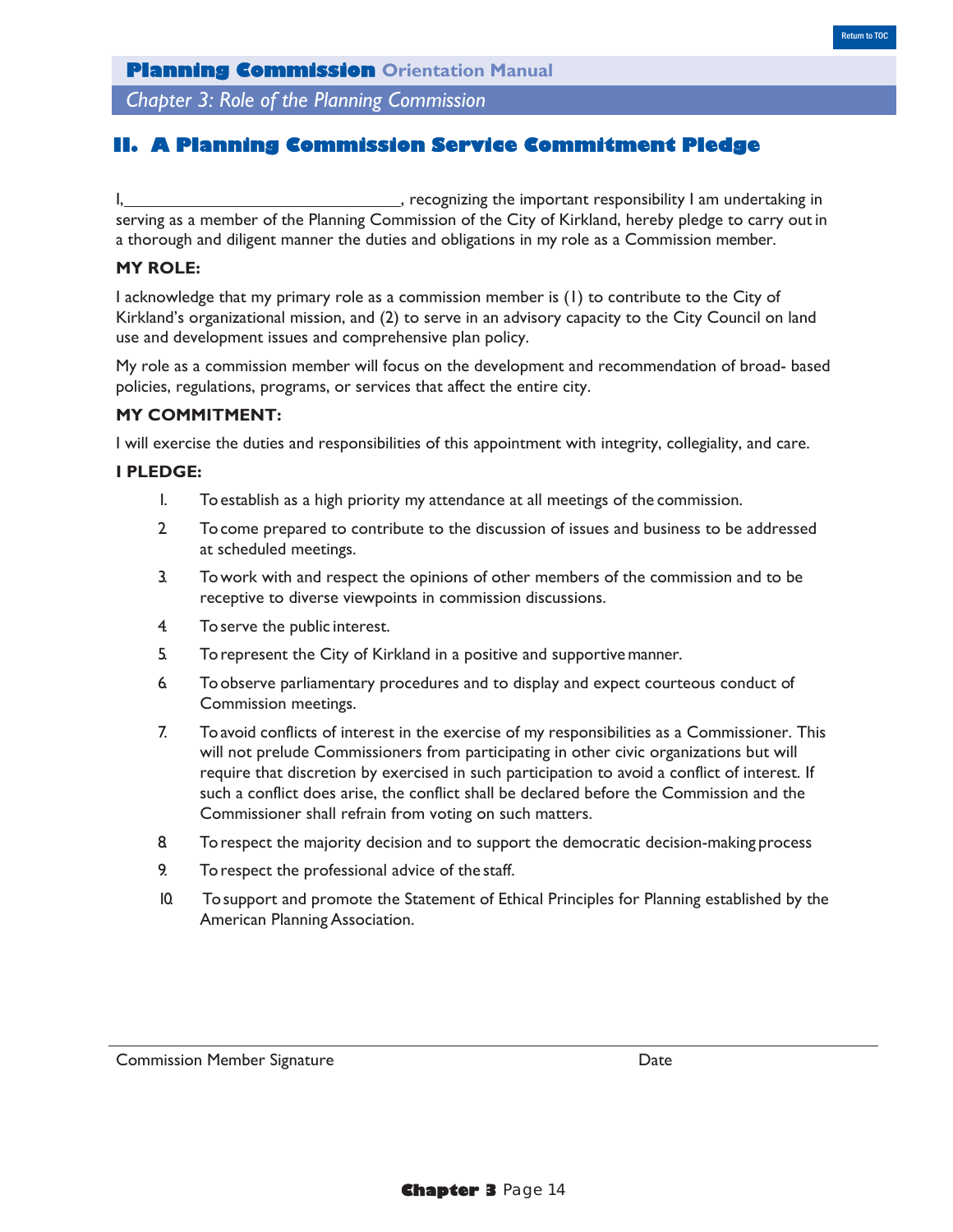## II. A Planning Commission Service Commitment Pledge

I,______________________________, recognizing the important responsibility I am undertaking in serving as a member of the Planning Commission of the City of Kirkland, hereby pledge to carry out in a thorough and diligent manner the duties and obligations in my role as a Commission member.

**MY ROLE:**

I acknowledge that my primary role as a commission member is (1) to contribute to the City of Kirkland's organizational mission, and (2) to serve in an advisory capacity to the City Council on land use and development issues and comprehensive plan policy.

My role as a commission member will focus on the development and recommendation of broad- based policies, regulations, programs, or services that affect the entire city.

**MY COMMITMENT:**

I will exercise the duties and responsibilities of this appointment with integrity, collegiality, and care.

**I PLEDGE:**

1. To establish as a high priority my attendance at all meetings of the commission.
2. To come prepared to contribute to the discussion of issues and business to be addressed at scheduled meetings.
3. To work with and respect the opinions of other members of the commission and to be receptive to diverse viewpoints in commission discussions.
4. To serve the public interest.
5. To represent the City of Kirkland in a positive and supportive manner.
6. To observe parliamentary procedures and to display and expect courteous conduct of Commission meetings.
7. To avoid conflicts of interest in the exercise of my responsibilities as a Commissioner. This will not prelude Commissioners from participating in other civic organizations but will require that discretion by exercised in such participation to avoid a conflict of interest. If such a conflict does arise, the conflict shall be declared before the Commission and the Commissioner shall refrain from voting on such matters.
8. To respect the majority decision and to support the democratic decision-making process
9. To respect the professional advice of the staff.
10. To support and promote the Statement of Ethical Principles for Planning established by the American Planning Association.

______________________________________________

Commission Member Signature                                        Date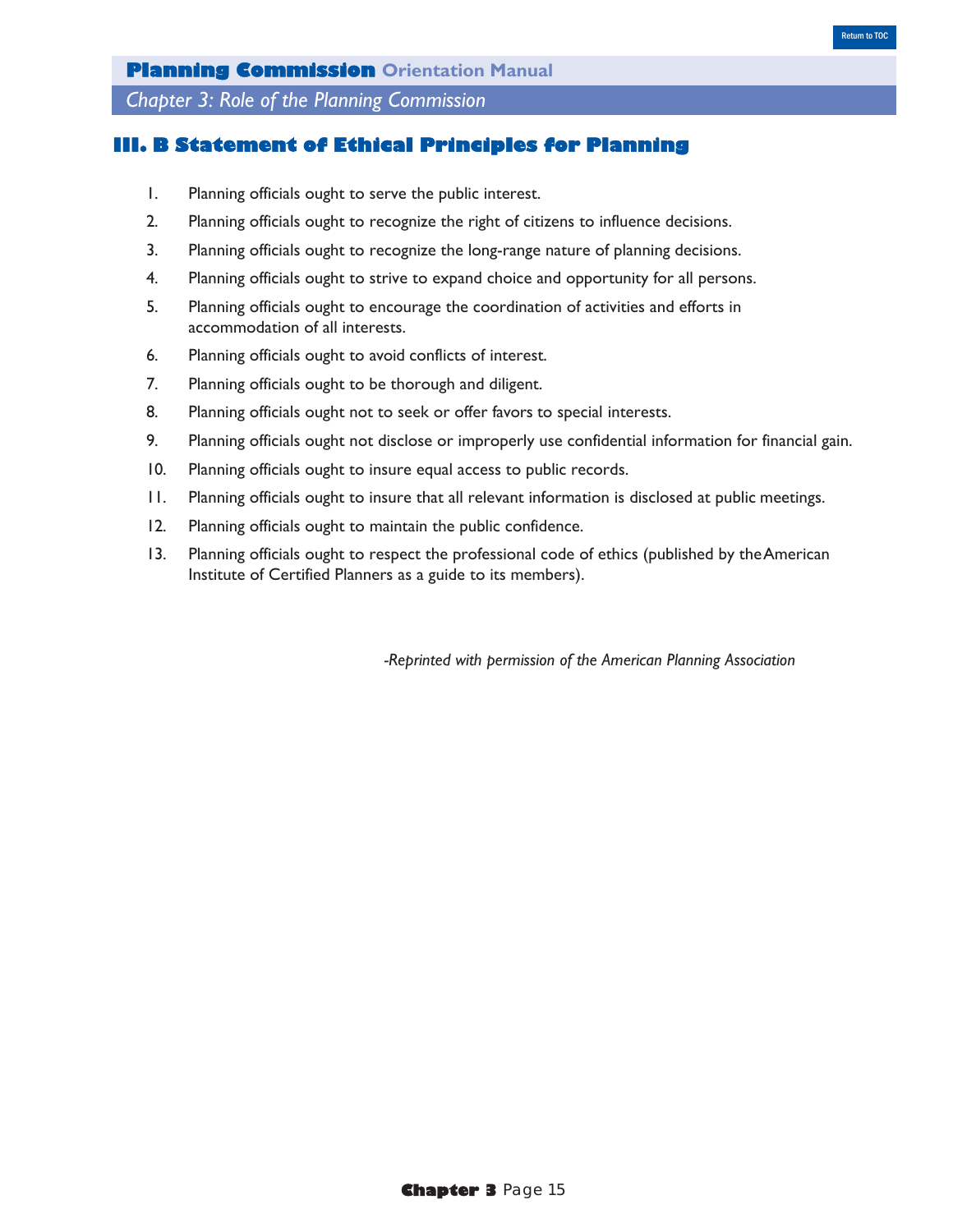## III. B Statement of Ethical Principles for Planning

1. Planning officials ought to serve the public interest.
2. Planning officials ought to recognize the right of citizens to influence decisions.
3. Planning officials ought to recognize the long-range nature of planning decisions.
4. Planning officials ought to strive to expand choice and opportunity for all persons.
5. Planning officials ought to encourage the coordination of activities and efforts in accommodation of all interests.
6. Planning officials ought to avoid conflicts of interest.
7. Planning officials ought to be thorough and diligent.
8. Planning officials ought not to seek or offer favors to special interests.
9. Planning officials ought not disclose or improperly use confidential information for financial gain.
10. Planning officials ought to insure equal access to public records.
11. Planning officials ought to insure that all relevant information is disclosed at public meetings.
12. Planning officials ought to maintain the public confidence.
13. Planning officials ought to respect the professional code of ethics (published by the American Institute of Certified Planners as a guide to its members).

*-Reprinted with permission of the American Planning Association*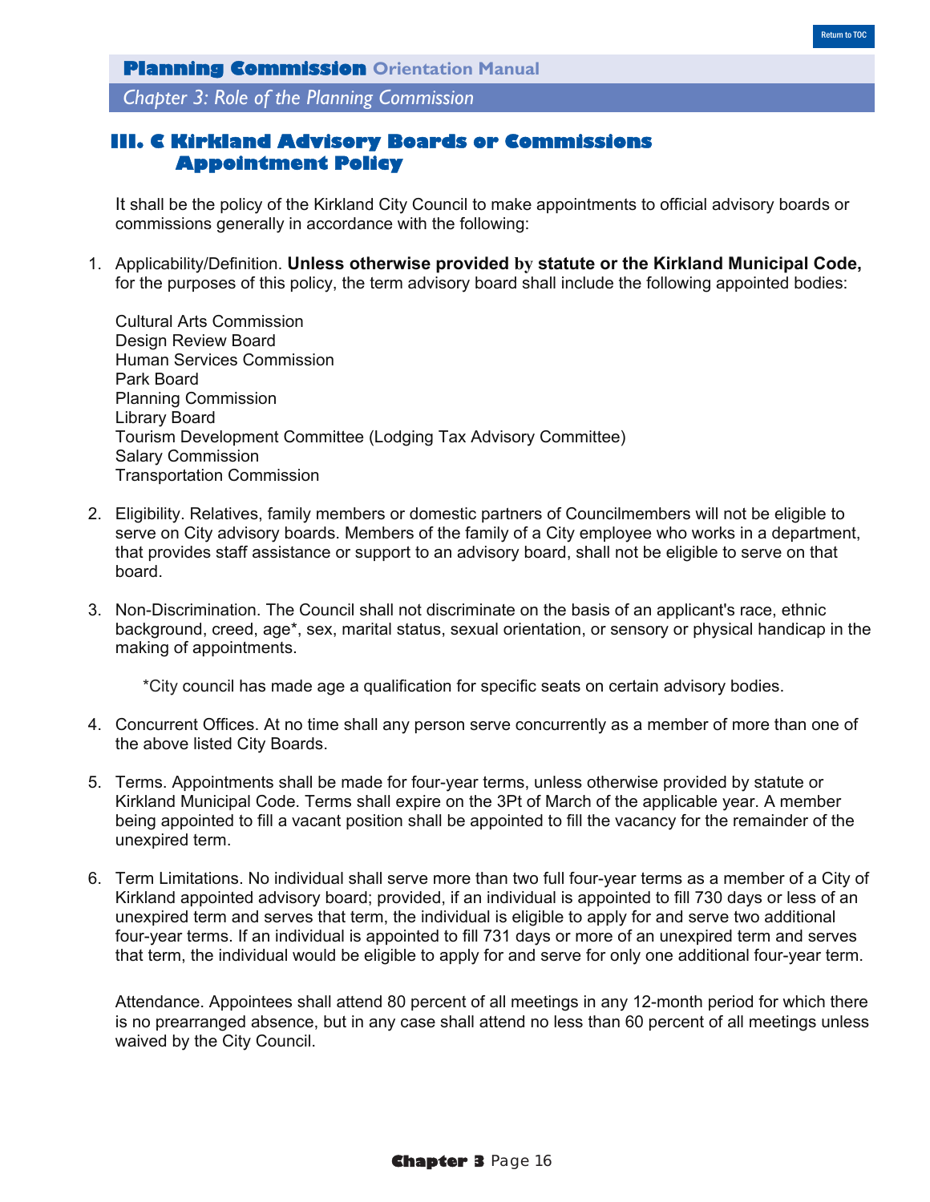## III. C Kirkland Advisory Boards or Commissions Appointment Policy

It shall be the policy of the Kirkland City Council to make appointments to official advisory boards or commissions generally in accordance with the following:

1. Applicability/Definition. **Unless otherwise provided by statute or the Kirkland Municipal Code,** for the purposes of this policy, the term advisory board shall include the following appointed bodies:

   Cultural Arts Commission
   Design Review Board
   Human Services Commission
   Park Board
   Planning Commission
   Library Board
   Tourism Development Committee (Lodging Tax Advisory Committee)
   Salary Commission
   Transportation Commission

2. Eligibility. Relatives, family members or domestic partners of Councilmembers will not be eligible to serve on City advisory boards. Members of the family of a City employee who works in a department, that provides staff assistance or support to an advisory board, shall not be eligible to serve on that board.

3. Non-Discrimination. The Council shall not discriminate on the basis of an applicant's race, ethnic background, creed, age*, sex, marital status, sexual orientation, or sensory or physical handicap in the making of appointments.

   *City council has made age a qualification for specific seats on certain advisory bodies.

4. Concurrent Offices. At no time shall any person serve concurrently as a member of more than one of the above listed City Boards.

5. Terms. Appointments shall be made for four-year terms, unless otherwise provided by statute or Kirkland Municipal Code. Terms shall expire on the 3Pt of March of the applicable year. A member being appointed to fill a vacant position shall be appointed to fill the vacancy for the remainder of the unexpired term.

6. Term Limitations. No individual shall serve more than two full four-year terms as a member of a City of Kirkland appointed advisory board; provided, if an individual is appointed to fill 730 days or less of an unexpired term and serves that term, the individual is eligible to apply for and serve two additional four-year terms. If an individual is appointed to fill 731 days or more of an unexpired term and serves that term, the individual would be eligible to apply for and serve for only one additional four-year term.

   Attendance. Appointees shall attend 80 percent of all meetings in any 12-month period for which there is no prearranged absence, but in any case shall attend no less than 60 percent of all meetings unless waived by the City Council.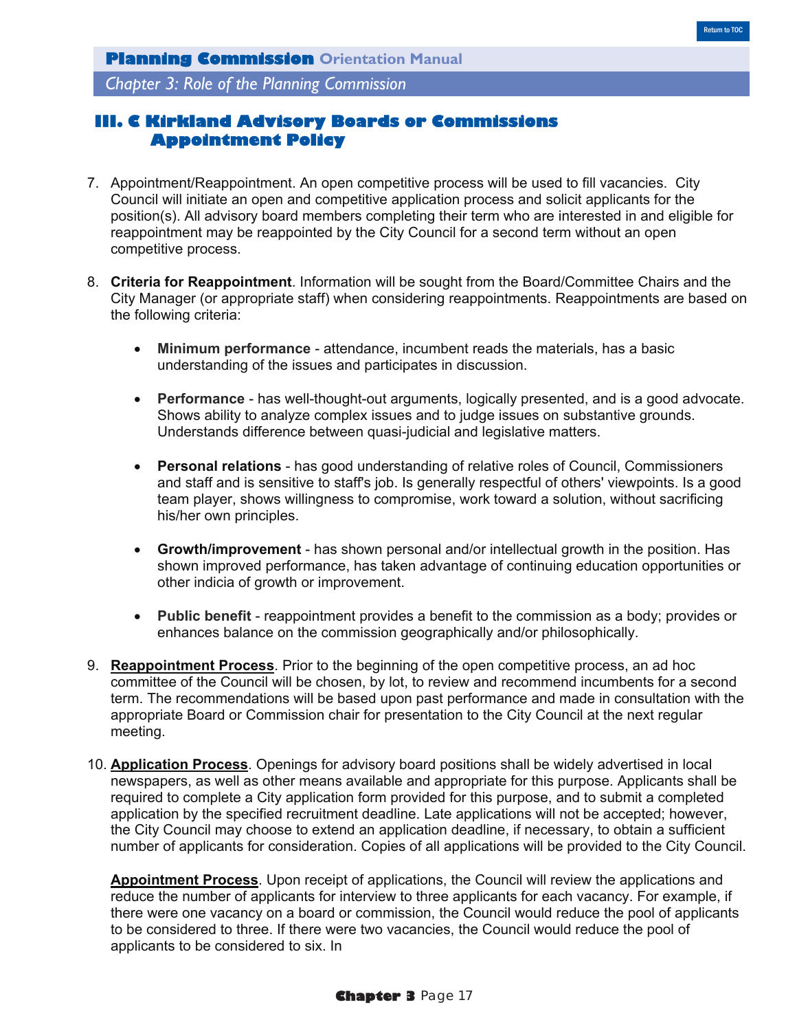## III. C Kirkland Advisory Boards or Commissions Appointment Policy

7. Appointment/Reappointment. An open competitive process will be used to fill vacancies. City Council will initiate an open and competitive application process and solicit applicants for the position(s). All advisory board members completing their term who are interested in and eligible for reappointment may be reappointed by the City Council for a second term without an open competitive process.

8. **Criteria for Reappointment**. Information will be sought from the Board/Committee Chairs and the City Manager (or appropriate staff) when considering reappointments. Reappointments are based on the following criteria:

   - **Minimum performance** - attendance, incumbent reads the materials, has a basic understanding of the issues and participates in discussion.

   - **Performance** - has well-thought-out arguments, logically presented, and is a good advocate. Shows ability to analyze complex issues and to judge issues on substantive grounds. Understands difference between quasi-judicial and legislative matters.

   - **Personal relations** - has good understanding of relative roles of Council, Commissioners and staff and is sensitive to staff's job. Is generally respectful of others' viewpoints. Is a good team player, shows willingness to compromise, work toward a solution, without sacrificing his/her own principles.

   - **Growth/improvement** - has shown personal and/or intellectual growth in the position. Has shown improved performance, has taken advantage of continuing education opportunities or other indicia of growth or improvement.

   - **Public benefit** - reappointment provides a benefit to the commission as a body; provides or enhances balance on the commission geographically and/or philosophically.

9. **Reappointment Process**. Prior to the beginning of the open competitive process, an ad hoc committee of the Council will be chosen, by lot, to review and recommend incumbents for a second term. The recommendations will be based upon past performance and made in consultation with the appropriate Board or Commission chair for presentation to the City Council at the next regular meeting.

10. **Application Process**. Openings for advisory board positions shall be widely advertised in local newspapers, as well as other means available and appropriate for this purpose. Applicants shall be required to complete a City application form provided for this purpose, and to submit a completed application by the specified recruitment deadline. Late applications will not be accepted; however, the City Council may choose to extend an application deadline, if necessary, to obtain a sufficient number of applicants for consideration. Copies of all applications will be provided to the City Council.

    **Appointment Process**. Upon receipt of applications, the Council will review the applications and reduce the number of applicants for interview to three applicants for each vacancy. For example, if there were one vacancy on a board or commission, the Council would reduce the pool of applicants to be considered to three. If there were two vacancies, the Council would reduce the pool of applicants to be considered to six. In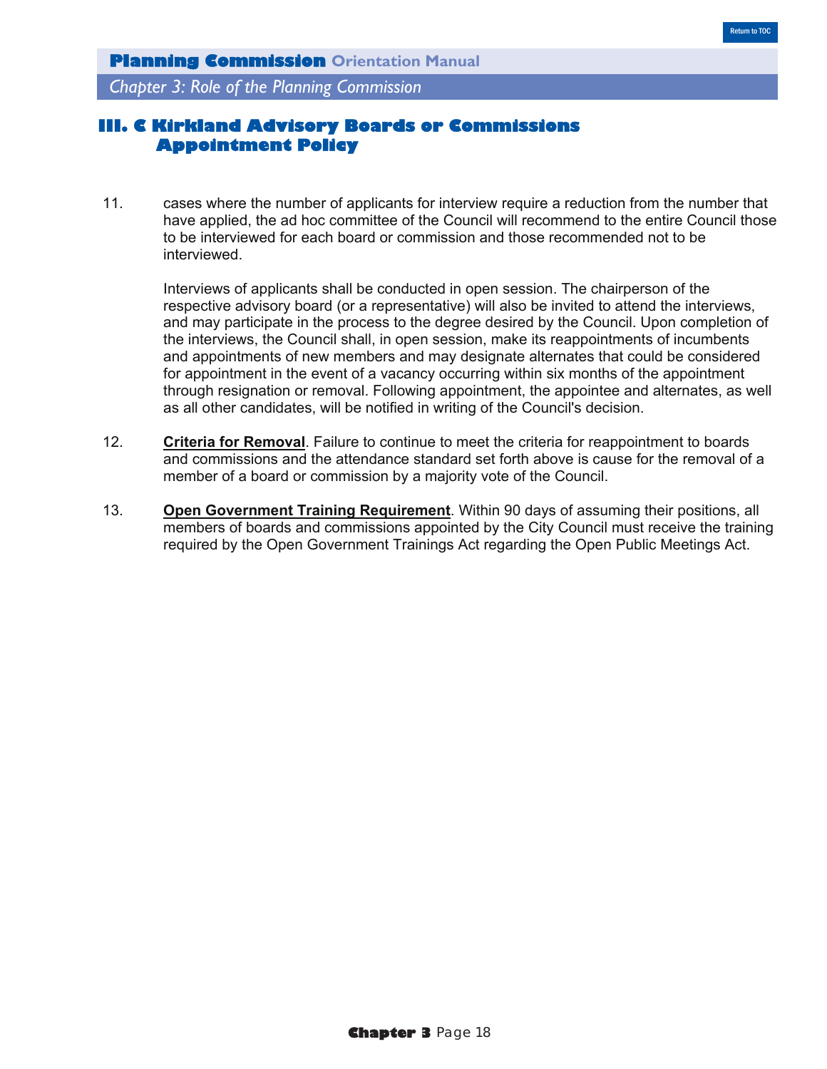## III. C Kirkland Advisory Boards or Commissions Appointment Policy

11. cases where the number of applicants for interview require a reduction from the number that have applied, the ad hoc committee of the Council will recommend to the entire Council those to be interviewed for each board or commission and those recommended not to be interviewed.

    Interviews of applicants shall be conducted in open session. The chairperson of the respective advisory board (or a representative) will also be invited to attend the interviews, and may participate in the process to the degree desired by the Council. Upon completion of the interviews, the Council shall, in open session, make its reappointments of incumbents and appointments of new members and may designate alternates that could be considered for appointment in the event of a vacancy occurring within six months of the appointment through resignation or removal. Following appointment, the appointee and alternates, as well as all other candidates, will be notified in writing of the Council's decision.

12. **Criteria for Removal**. Failure to continue to meet the criteria for reappointment to boards and commissions and the attendance standard set forth above is cause for the removal of a member of a board or commission by a majority vote of the Council.

13. **Open Government Training Requirement**. Within 90 days of assuming their positions, all members of boards and commissions appointed by the City Council must receive the training required by the Open Government Trainings Act regarding the Open Public Meetings Act.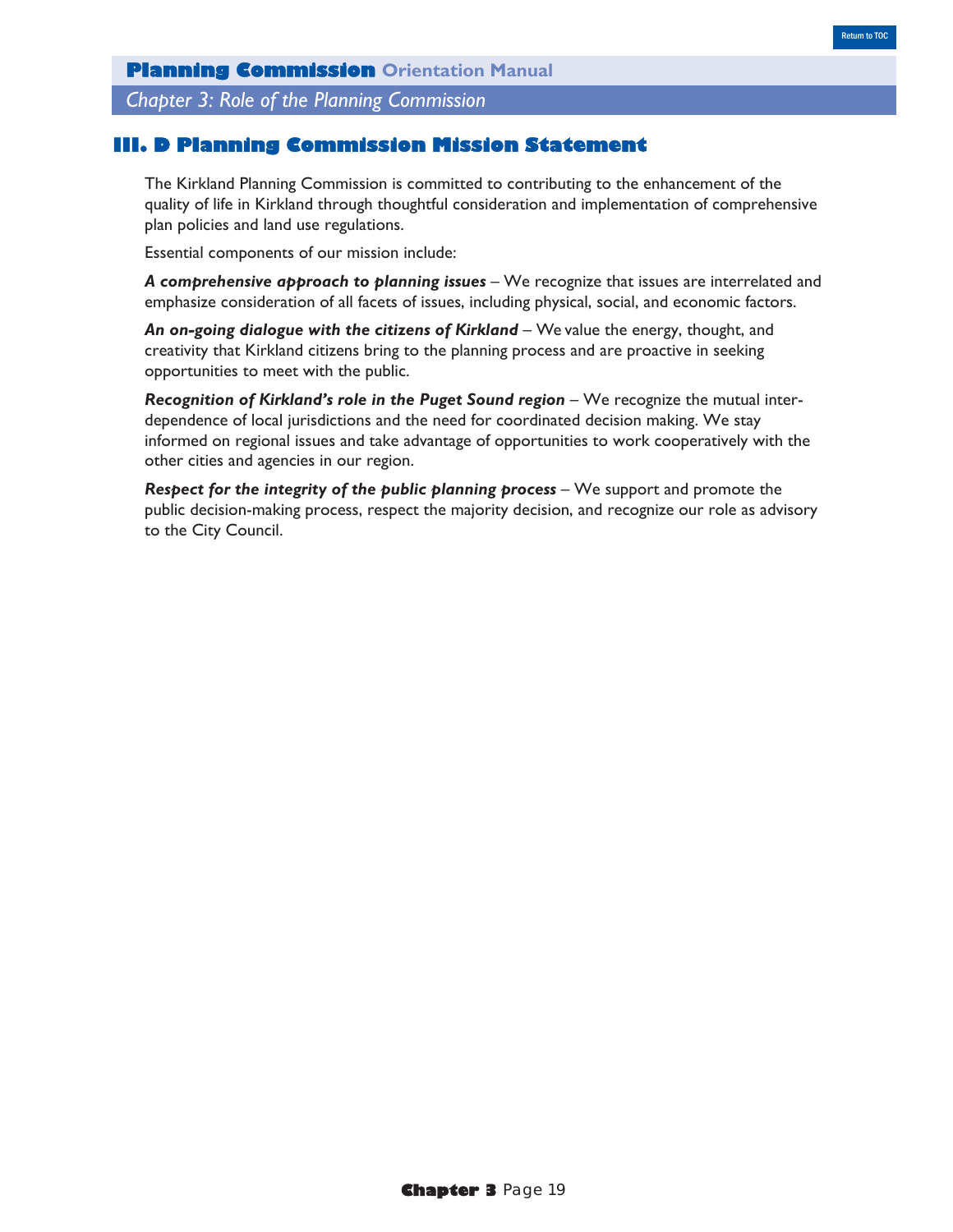## III. D Planning Commission Mission Statement

The Kirkland Planning Commission is committed to contributing to the enhancement of the quality of life in Kirkland through thoughtful consideration and implementation of comprehensive plan policies and land use regulations.

Essential components of our mission include:

***A comprehensive approach to planning issues*** – We recognize that issues are interrelated and emphasize consideration of all facets of issues, including physical, social, and economic factors.

***An on-going dialogue with the citizens of Kirkland*** – We value the energy, thought, and creativity that Kirkland citizens bring to the planning process and are proactive in seeking opportunities to meet with the public.

***Recognition of Kirkland's role in the Puget Sound region*** – We recognize the mutual inter-dependence of local jurisdictions and the need for coordinated decision making. We stay informed on regional issues and take advantage of opportunities to work cooperatively with the other cities and agencies in our region.

***Respect for the integrity of the public planning process*** – We support and promote the public decision-making process, respect the majority decision, and recognize our role as advisory to the City Council.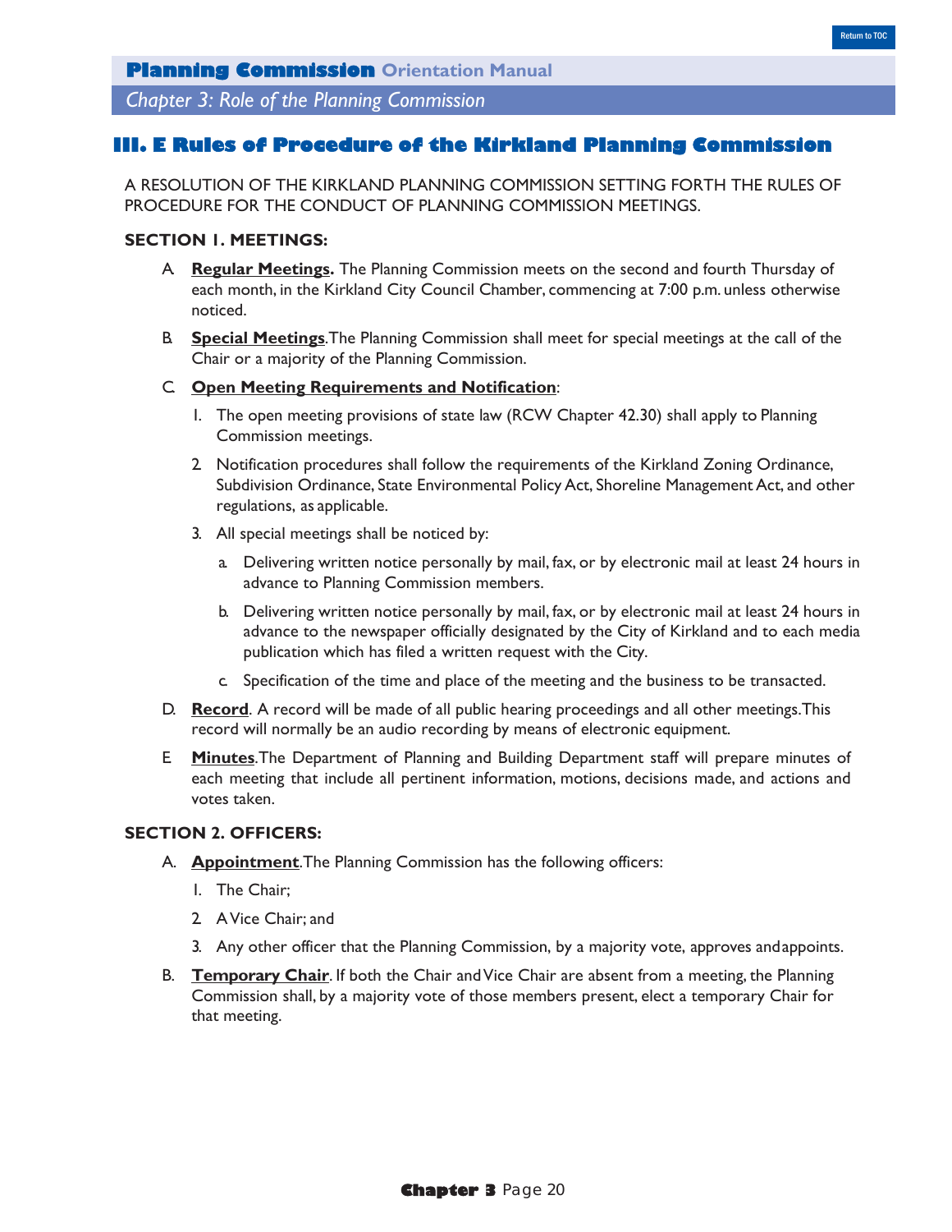## III. E Rules of Procedure of the Kirkland Planning Commission

A RESOLUTION OF THE KIRKLAND PLANNING COMMISSION SETTING FORTH THE RULES OF PROCEDURE FOR THE CONDUCT OF PLANNING COMMISSION MEETINGS.

**SECTION 1. MEETINGS:**

A. **Regular Meetings.** The Planning Commission meets on the second and fourth Thursday of each month, in the Kirkland City Council Chamber, commencing at 7:00 p.m. unless otherwise noticed.

B. **Special Meetings**.The Planning Commission shall meet for special meetings at the call of the Chair or a majority of the Planning Commission.

C. **Open Meeting Requirements and Notification**:

1. The open meeting provisions of state law (RCW Chapter 42.30) shall apply to Planning Commission meetings.
2. Notification procedures shall follow the requirements of the Kirkland Zoning Ordinance, Subdivision Ordinance, State Environmental Policy Act, Shoreline Management Act, and other regulations, as applicable.
3. All special meetings shall be noticed by:
   a. Delivering written notice personally by mail, fax, or by electronic mail at least 24 hours in advance to Planning Commission members.
   b. Delivering written notice personally by mail, fax, or by electronic mail at least 24 hours in advance to the newspaper officially designated by the City of Kirkland and to each media publication which has filed a written request with the City.
   c. Specification of the time and place of the meeting and the business to be transacted.

D. **Record**. A record will be made of all public hearing proceedings and all other meetings.This record will normally be an audio recording by means of electronic equipment.

E. **Minutes**.The Department of Planning and Building Department staff will prepare minutes of each meeting that include all pertinent information, motions, decisions made, and actions and votes taken.

**SECTION 2. OFFICERS:**

A. **Appointment**.The Planning Commission has the following officers:

1. The Chair;
2. A Vice Chair; and
3. Any other officer that the Planning Commission, by a majority vote, approves and appoints.

B. **Temporary Chair**. If both the Chair and Vice Chair are absent from a meeting, the Planning Commission shall, by a majority vote of those members present, elect a temporary Chair for that meeting.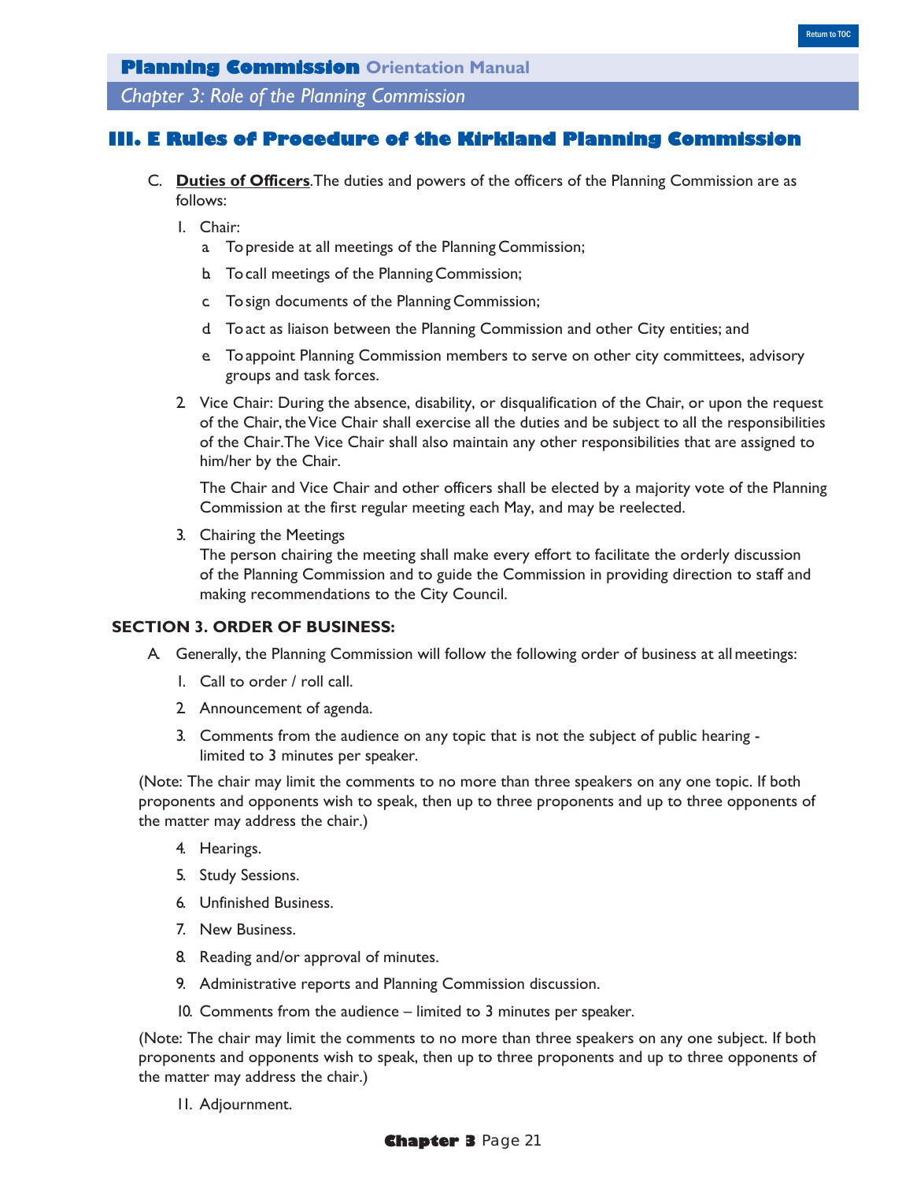## III. E Rules of Procedure of the Kirkland Planning Commission

C. **<u>Duties of Officers</u>**. The duties and powers of the officers of the Planning Commission are as follows:

1. Chair:
   a. To preside at all meetings of the Planning Commission;
   b. To call meetings of the Planning Commission;
   c. To sign documents of the Planning Commission;
   d. To act as liaison between the Planning Commission and other City entities; and
   e. To appoint Planning Commission members to serve on other city committees, advisory groups and task forces.
2. Vice Chair: During the absence, disability, or disqualification of the Chair, or upon the request of the Chair, the Vice Chair shall exercise all the duties and be subject to all the responsibilities of the Chair. The Vice Chair shall also maintain any other responsibilities that are assigned to him/her by the Chair.

   The Chair and Vice Chair and other officers shall be elected by a majority vote of the Planning Commission at the first regular meeting each May, and may be reelected.
3. Chairing the Meetings
   The person chairing the meeting shall make every effort to facilitate the orderly discussion of the Planning Commission and to guide the Commission in providing direction to staff and making recommendations to the City Council.

**SECTION 3. ORDER OF BUSINESS:**

A. Generally, the Planning Commission will follow the following order of business at all meetings:

1. Call to order / roll call.
2. Announcement of agenda.
3. Comments from the audience on any topic that is not the subject of public hearing - limited to 3 minutes per speaker.

(Note: The chair may limit the comments to no more than three speakers on any one topic. If both proponents and opponents wish to speak, then up to three proponents and up to three opponents of the matter may address the chair.)

4. Hearings.
5. Study Sessions.
6. Unfinished Business.
7. New Business.
8. Reading and/or approval of minutes.
9. Administrative reports and Planning Commission discussion.
10. Comments from the audience – limited to 3 minutes per speaker.

(Note: The chair may limit the comments to no more than three speakers on any one subject. If both proponents and opponents wish to speak, then up to three proponents and up to three opponents of the matter may address the chair.)

11. Adjournment.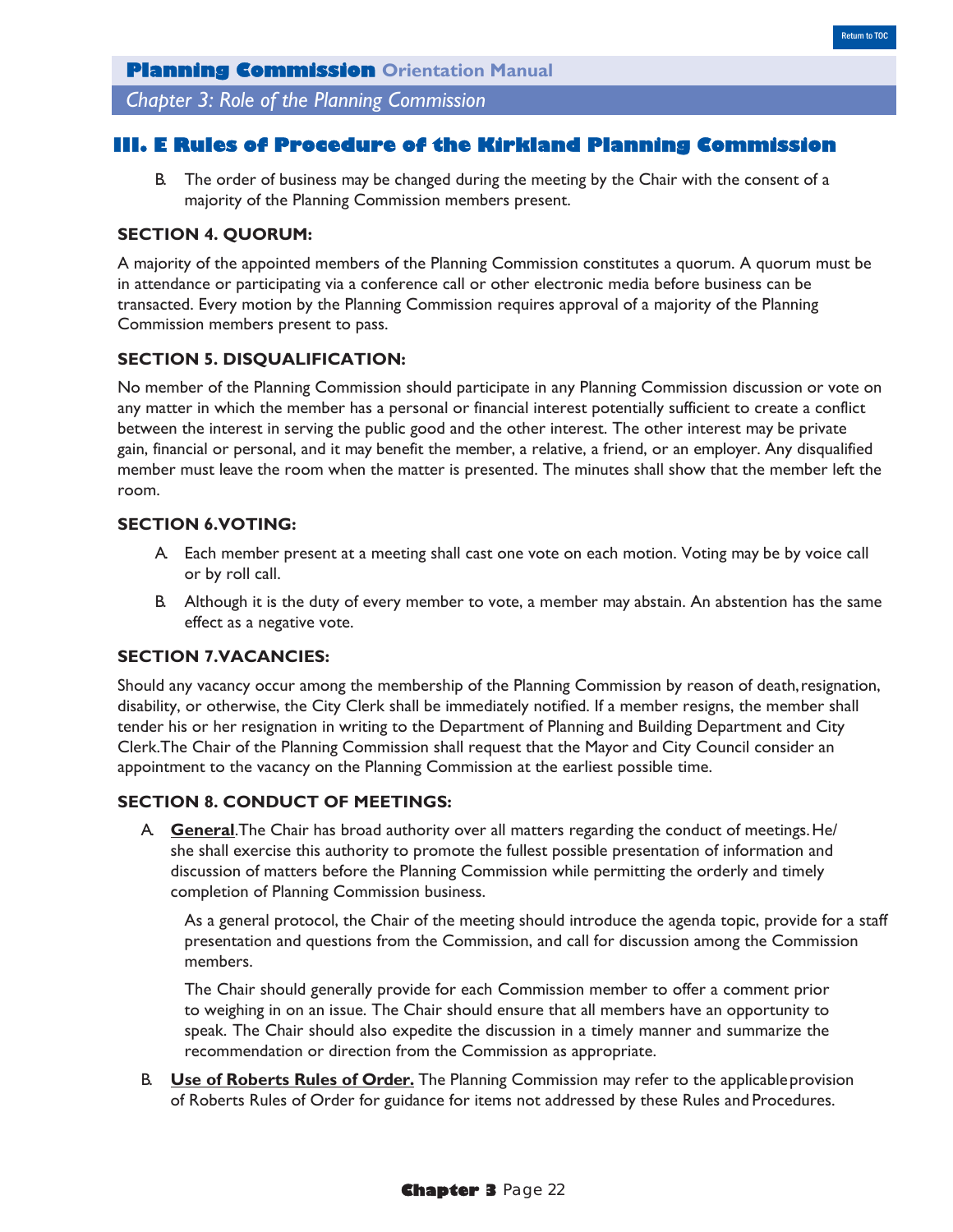## III. E Rules of Procedure of the Kirkland Planning Commission

B. The order of business may be changed during the meeting by the Chair with the consent of a majority of the Planning Commission members present.

### SECTION 4. QUORUM:

A majority of the appointed members of the Planning Commission constitutes a quorum. A quorum must be in attendance or participating via a conference call or other electronic media before business can be transacted. Every motion by the Planning Commission requires approval of a majority of the Planning Commission members present to pass.

### SECTION 5. DISQUALIFICATION:

No member of the Planning Commission should participate in any Planning Commission discussion or vote on any matter in which the member has a personal or financial interest potentially sufficient to create a conflict between the interest in serving the public good and the other interest. The other interest may be private gain, financial or personal, and it may benefit the member, a relative, a friend, or an employer. Any disqualified member must leave the room when the matter is presented. The minutes shall show that the member left the room.

### SECTION 6.VOTING:

A. Each member present at a meeting shall cast one vote on each motion. Voting may be by voice call or by roll call.

B. Although it is the duty of every member to vote, a member may abstain. An abstention has the same effect as a negative vote.

### SECTION 7.VACANCIES:

Should any vacancy occur among the membership of the Planning Commission by reason of death, resignation, disability, or otherwise, the City Clerk shall be immediately notified. If a member resigns, the member shall tender his or her resignation in writing to the Department of Planning and Building Department and City Clerk.The Chair of the Planning Commission shall request that the Mayor and City Council consider an appointment to the vacancy on the Planning Commission at the earliest possible time.

### SECTION 8. CONDUCT OF MEETINGS:

A. **General**.The Chair has broad authority over all matters regarding the conduct of meetings. He/she shall exercise this authority to promote the fullest possible presentation of information and discussion of matters before the Planning Commission while permitting the orderly and timely completion of Planning Commission business.

As a general protocol, the Chair of the meeting should introduce the agenda topic, provide for a staff presentation and questions from the Commission, and call for discussion among the Commission members.

The Chair should generally provide for each Commission member to offer a comment prior to weighing in on an issue. The Chair should ensure that all members have an opportunity to speak. The Chair should also expedite the discussion in a timely manner and summarize the recommendation or direction from the Commission as appropriate.

B. **Use of Roberts Rules of Order.** The Planning Commission may refer to the applicable provision of Roberts Rules of Order for guidance for items not addressed by these Rules and Procedures.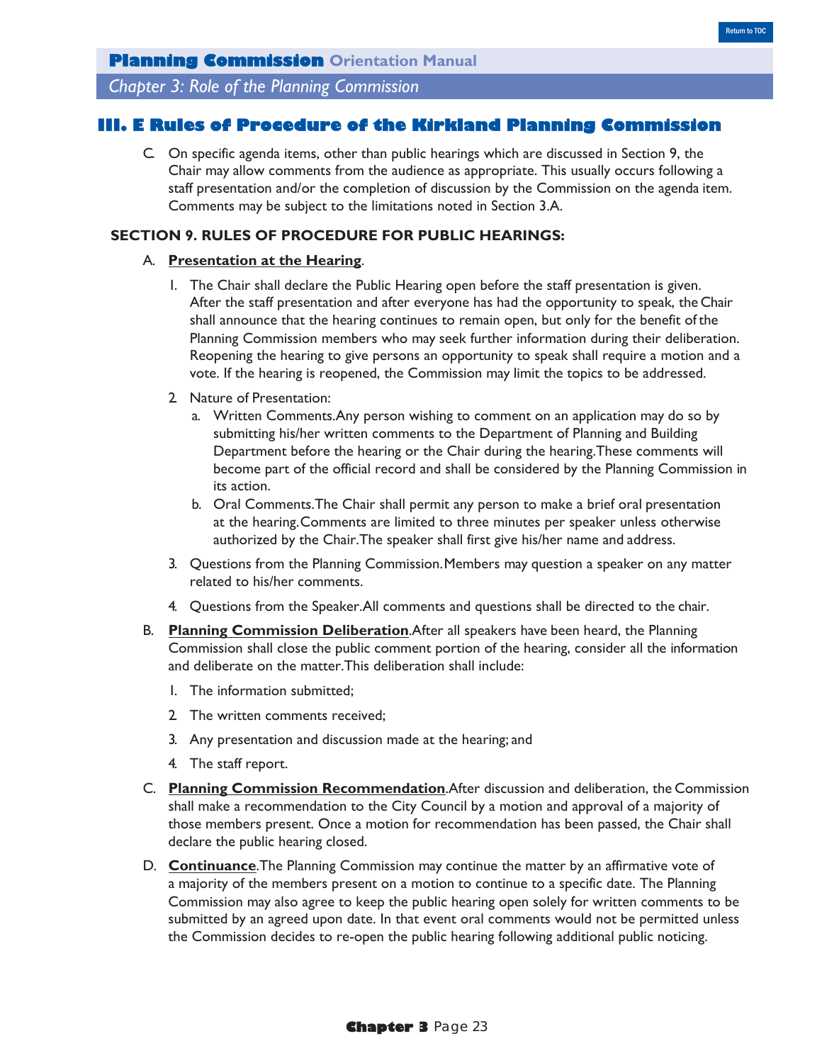## III. E Rules of Procedure of the Kirkland Planning Commission

C. On specific agenda items, other than public hearings which are discussed in Section 9, the Chair may allow comments from the audience as appropriate. This usually occurs following a staff presentation and/or the completion of discussion by the Commission on the agenda item. Comments may be subject to the limitations noted in Section 3.A.

### SECTION 9. RULES OF PROCEDURE FOR PUBLIC HEARINGS:

A. **Presentation at the Hearing**.

1. The Chair shall declare the Public Hearing open before the staff presentation is given. After the staff presentation and after everyone has had the opportunity to speak, the Chair shall announce that the hearing continues to remain open, but only for the benefit of the Planning Commission members who may seek further information during their deliberation. Reopening the hearing to give persons an opportunity to speak shall require a motion and a vote. If the hearing is reopened, the Commission may limit the topics to be addressed.

2. Nature of Presentation:
   a. Written Comments. Any person wishing to comment on an application may do so by submitting his/her written comments to the Department of Planning and Building Department before the hearing or the Chair during the hearing. These comments will become part of the official record and shall be considered by the Planning Commission in its action.
   b. Oral Comments. The Chair shall permit any person to make a brief oral presentation at the hearing. Comments are limited to three minutes per speaker unless otherwise authorized by the Chair. The speaker shall first give his/her name and address.

3. Questions from the Planning Commission. Members may question a speaker on any matter related to his/her comments.

4. Questions from the Speaker. All comments and questions shall be directed to the chair.

B. **Planning Commission Deliberation**. After all speakers have been heard, the Planning Commission shall close the public comment portion of the hearing, consider all the information and deliberate on the matter. This deliberation shall include:

1. The information submitted;
2. The written comments received;
3. Any presentation and discussion made at the hearing; and
4. The staff report.

C. **Planning Commission Recommendation**. After discussion and deliberation, the Commission shall make a recommendation to the City Council by a motion and approval of a majority of those members present. Once a motion for recommendation has been passed, the Chair shall declare the public hearing closed.

D. **Continuance**. The Planning Commission may continue the matter by an affirmative vote of a majority of the members present on a motion to continue to a specific date. The Planning Commission may also agree to keep the public hearing open solely for written comments to be submitted by an agreed upon date. In that event oral comments would not be permitted unless the Commission decides to re-open the public hearing following additional public noticing.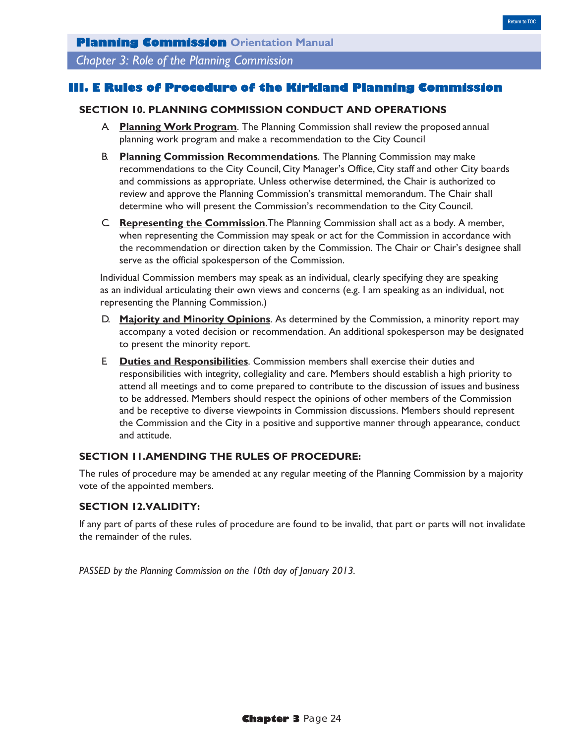## III. E Rules of Procedure of the Kirkland Planning Commission

### SECTION 10. PLANNING COMMISSION CONDUCT AND OPERATIONS

A. **Planning Work Program**. The Planning Commission shall review the proposed annual planning work program and make a recommendation to the City Council

B. **Planning Commission Recommendations**. The Planning Commission may make recommendations to the City Council, City Manager's Office, City staff and other City boards and commissions as appropriate. Unless otherwise determined, the Chair is authorized to review and approve the Planning Commission's transmittal memorandum. The Chair shall determine who will present the Commission's recommendation to the City Council.

C. **Representing the Commission**.The Planning Commission shall act as a body. A member, when representing the Commission may speak or act for the Commission in accordance with the recommendation or direction taken by the Commission. The Chair or Chair's designee shall serve as the official spokesperson of the Commission.

Individual Commission members may speak as an individual, clearly specifying they are speaking as an individual articulating their own views and concerns (e.g. I am speaking as an individual, not representing the Planning Commission.)

D. **Majority and Minority Opinions**. As determined by the Commission, a minority report may accompany a voted decision or recommendation. An additional spokesperson may be designated to present the minority report.

E. **Duties and Responsibilities**. Commission members shall exercise their duties and responsibilities with integrity, collegiality and care. Members should establish a high priority to attend all meetings and to come prepared to contribute to the discussion of issues and business to be addressed. Members should respect the opinions of other members of the Commission and be receptive to diverse viewpoints in Commission discussions. Members should represent the Commission and the City in a positive and supportive manner through appearance, conduct and attitude.

### SECTION 11.AMENDING THE RULES OF PROCEDURE:

The rules of procedure may be amended at any regular meeting of the Planning Commission by a majority vote of the appointed members.

### SECTION 12.VALIDITY:

If any part of parts of these rules of procedure are found to be invalid, that part or parts will not invalidate the remainder of the rules.

*PASSED by the Planning Commission on the 10th day of January 2013.*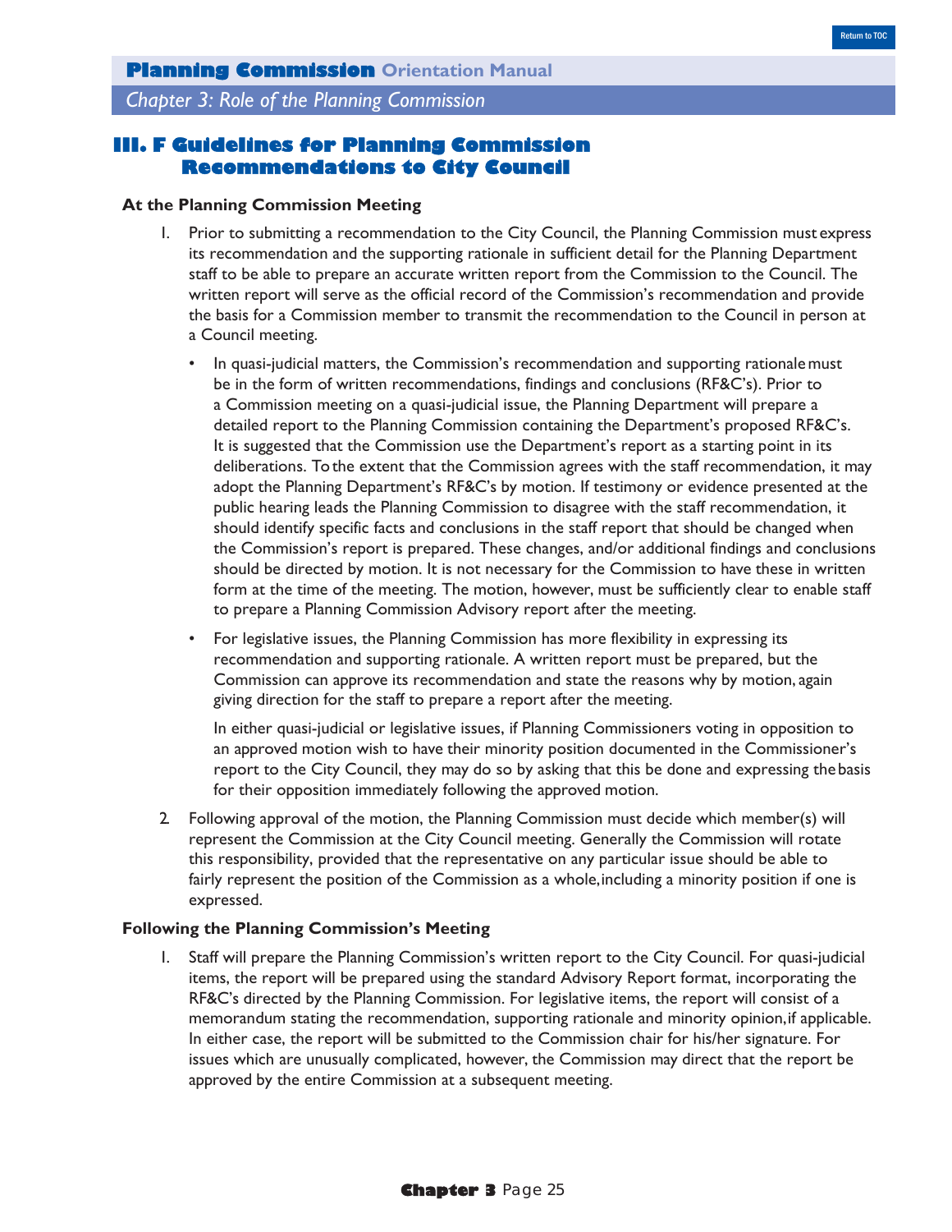## III. F Guidelines for Planning Commission Recommendations to City Council

**At the Planning Commission Meeting**

1. Prior to submitting a recommendation to the City Council, the Planning Commission must express its recommendation and the supporting rationale in sufficient detail for the Planning Department staff to be able to prepare an accurate written report from the Commission to the Council. The written report will serve as the official record of the Commission's recommendation and provide the basis for a Commission member to transmit the recommendation to the Council in person at a Council meeting.

   - In quasi-judicial matters, the Commission's recommendation and supporting rationale must be in the form of written recommendations, findings and conclusions (RF&C's). Prior to a Commission meeting on a quasi-judicial issue, the Planning Department will prepare a detailed report to the Planning Commission containing the Department's proposed RF&C's. It is suggested that the Commission use the Department's report as a starting point in its deliberations. To the extent that the Commission agrees with the staff recommendation, it may adopt the Planning Department's RF&C's by motion. If testimony or evidence presented at the public hearing leads the Planning Commission to disagree with the staff recommendation, it should identify specific facts and conclusions in the staff report that should be changed when the Commission's report is prepared. These changes, and/or additional findings and conclusions should be directed by motion. It is not necessary for the Commission to have these in written form at the time of the meeting. The motion, however, must be sufficiently clear to enable staff to prepare a Planning Commission Advisory report after the meeting.
   - For legislative issues, the Planning Commission has more flexibility in expressing its recommendation and supporting rationale. A written report must be prepared, but the Commission can approve its recommendation and state the reasons why by motion, again giving direction for the staff to prepare a report after the meeting.

   In either quasi-judicial or legislative issues, if Planning Commissioners voting in opposition to an approved motion wish to have their minority position documented in the Commissioner's report to the City Council, they may do so by asking that this be done and expressing the basis for their opposition immediately following the approved motion.

2. Following approval of the motion, the Planning Commission must decide which member(s) will represent the Commission at the City Council meeting. Generally the Commission will rotate this responsibility, provided that the representative on any particular issue should be able to fairly represent the position of the Commission as a whole, including a minority position if one is expressed.

**Following the Planning Commission's Meeting**

1. Staff will prepare the Planning Commission's written report to the City Council. For quasi-judicial items, the report will be prepared using the standard Advisory Report format, incorporating the RF&C's directed by the Planning Commission. For legislative items, the report will consist of a memorandum stating the recommendation, supporting rationale and minority opinion, if applicable. In either case, the report will be submitted to the Commission chair for his/her signature. For issues which are unusually complicated, however, the Commission may direct that the report be approved by the entire Commission at a subsequent meeting.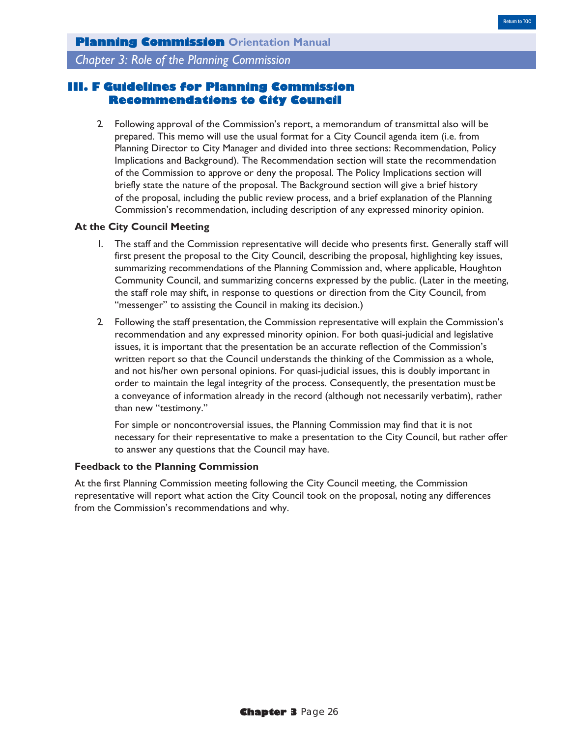## III. F Guidelines for Planning Commission Recommendations to City Council

2. Following approval of the Commission's report, a memorandum of transmittal also will be prepared. This memo will use the usual format for a City Council agenda item (i.e. from Planning Director to City Manager and divided into three sections: Recommendation, Policy Implications and Background). The Recommendation section will state the recommendation of the Commission to approve or deny the proposal. The Policy Implications section will briefly state the nature of the proposal. The Background section will give a brief history of the proposal, including the public review process, and a brief explanation of the Planning Commission's recommendation, including description of any expressed minority opinion.

**At the City Council Meeting**

1. The staff and the Commission representative will decide who presents first. Generally staff will first present the proposal to the City Council, describing the proposal, highlighting key issues, summarizing recommendations of the Planning Commission and, where applicable, Houghton Community Council, and summarizing concerns expressed by the public. (Later in the meeting, the staff role may shift, in response to questions or direction from the City Council, from "messenger" to assisting the Council in making its decision.)

2. Following the staff presentation, the Commission representative will explain the Commission's recommendation and any expressed minority opinion. For both quasi-judicial and legislative issues, it is important that the presentation be an accurate reflection of the Commission's written report so that the Council understands the thinking of the Commission as a whole, and not his/her own personal opinions. For quasi-judicial issues, this is doubly important in order to maintain the legal integrity of the process. Consequently, the presentation must be a conveyance of information already in the record (although not necessarily verbatim), rather than new "testimony."

   For simple or noncontroversial issues, the Planning Commission may find that it is not necessary for their representative to make a presentation to the City Council, but rather offer to answer any questions that the Council may have.

**Feedback to the Planning Commission**

At the first Planning Commission meeting following the City Council meeting, the Commission representative will report what action the City Council took on the proposal, noting any differences from the Commission's recommendations and why.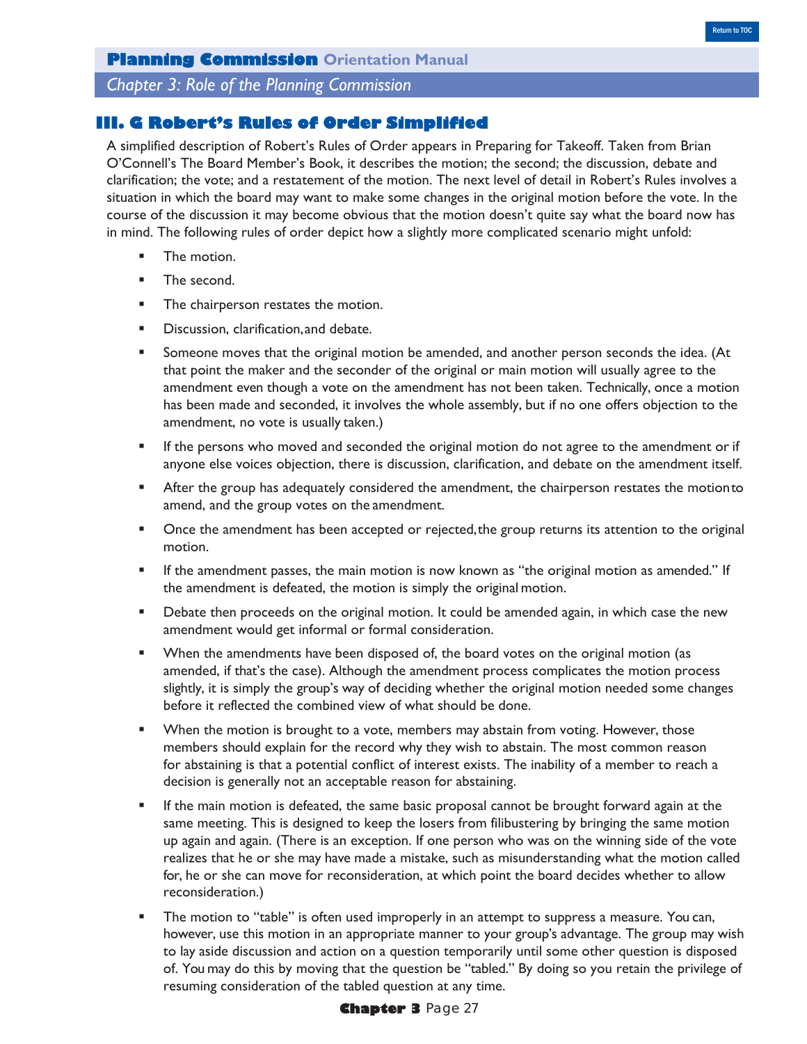## III. G Robert's Rules of Order Simplified

A simplified description of Robert's Rules of Order appears in Preparing for Takeoff. Taken from Brian O'Connell's The Board Member's Book, it describes the motion; the second; the discussion, debate and clarification; the vote; and a restatement of the motion. The next level of detail in Robert's Rules involves a situation in which the board may want to make some changes in the original motion before the vote. In the course of the discussion it may become obvious that the motion doesn't quite say what the board now has in mind. The following rules of order depict how a slightly more complicated scenario might unfold:

- The motion.
- The second.
- The chairperson restates the motion.
- Discussion, clarification, and debate.
- Someone moves that the original motion be amended, and another person seconds the idea. (At that point the maker and the seconder of the original or main motion will usually agree to the amendment even though a vote on the amendment has not been taken. Technically, once a motion has been made and seconded, it involves the whole assembly, but if no one offers objection to the amendment, no vote is usually taken.)
- If the persons who moved and seconded the original motion do not agree to the amendment or if anyone else voices objection, there is discussion, clarification, and debate on the amendment itself.
- After the group has adequately considered the amendment, the chairperson restates the motion to amend, and the group votes on the amendment.
- Once the amendment has been accepted or rejected, the group returns its attention to the original motion.
- If the amendment passes, the main motion is now known as "the original motion as amended." If the amendment is defeated, the motion is simply the original motion.
- Debate then proceeds on the original motion. It could be amended again, in which case the new amendment would get informal or formal consideration.
- When the amendments have been disposed of, the board votes on the original motion (as amended, if that's the case). Although the amendment process complicates the motion process slightly, it is simply the group's way of deciding whether the original motion needed some changes before it reflected the combined view of what should be done.
- When the motion is brought to a vote, members may abstain from voting. However, those members should explain for the record why they wish to abstain. The most common reason for abstaining is that a potential conflict of interest exists. The inability of a member to reach a decision is generally not an acceptable reason for abstaining.
- If the main motion is defeated, the same basic proposal cannot be brought forward again at the same meeting. This is designed to keep the losers from filibustering by bringing the same motion up again and again. (There is an exception. If one person who was on the winning side of the vote realizes that he or she may have made a mistake, such as misunderstanding what the motion called for, he or she can move for reconsideration, at which point the board decides whether to allow reconsideration.)
- The motion to "table" is often used improperly in an attempt to suppress a measure. You can, however, use this motion in an appropriate manner to your group's advantage. The group may wish to lay aside discussion and action on a question temporarily until some other question is disposed of. You may do this by moving that the question be "tabled." By doing so you retain the privilege of resuming consideration of the tabled question at any time.